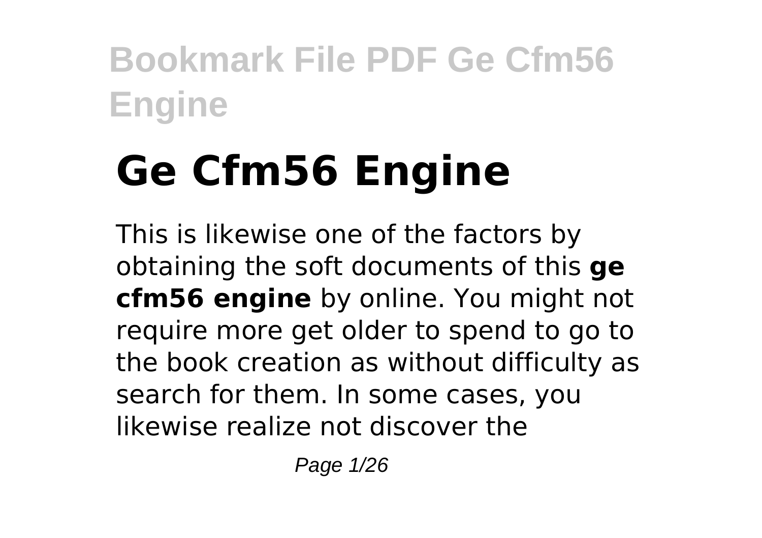# Ge Cfm56 Engine

This is likewise one of the factors by obtaining the soft documents of this **ge cfm56 engine** by online. You might not require more get older to spend to go to the book creation as without difficulty as search for them. In some cases, you likewise realize not discover the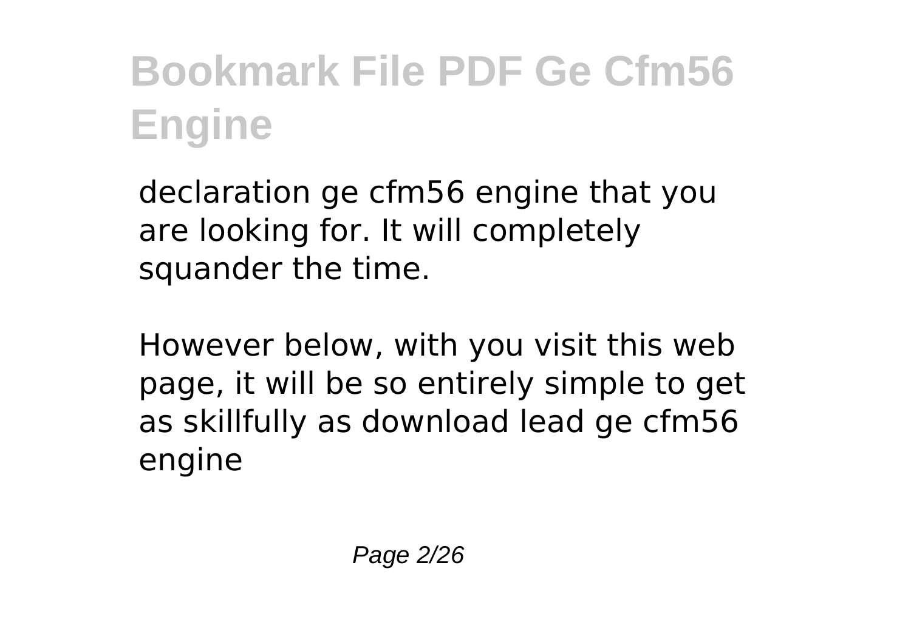declaration ge cfm56 engine that you are looking for. It will completely squander the time.

However below, with you visit this web page, it will be so entirely simple to get as skillfully as download lead ge cfm56 engine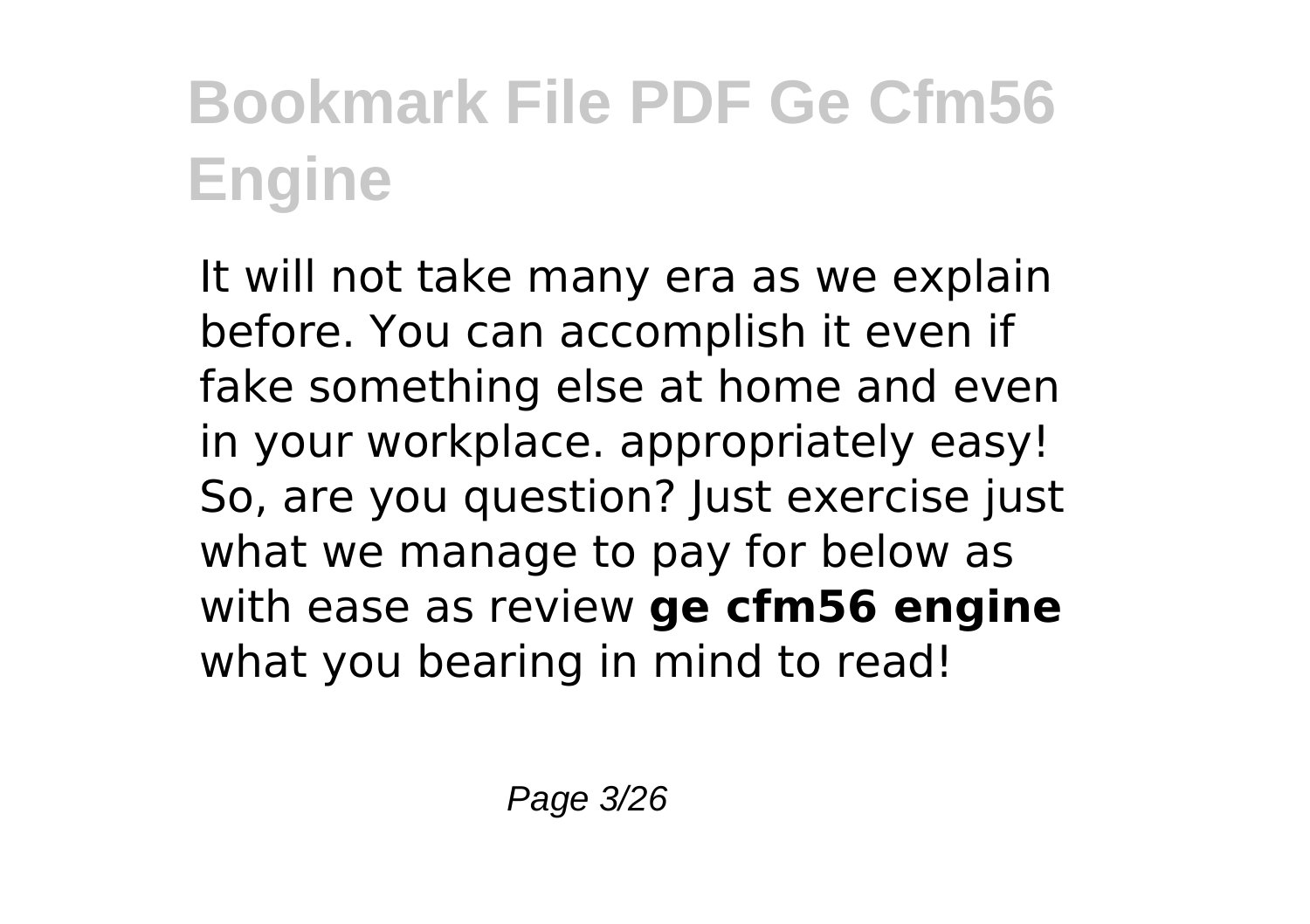# Bookmark File PDF Ge Cfm56 Engine

It will not take many era as we explain before. You can accomplish it even if fake something else at home and even in your workplace. appropriately easy! So, are you question? Just exercise just what we manage to pay for below as with ease as review **ge cfm56 engine** what you bearing in mind to read!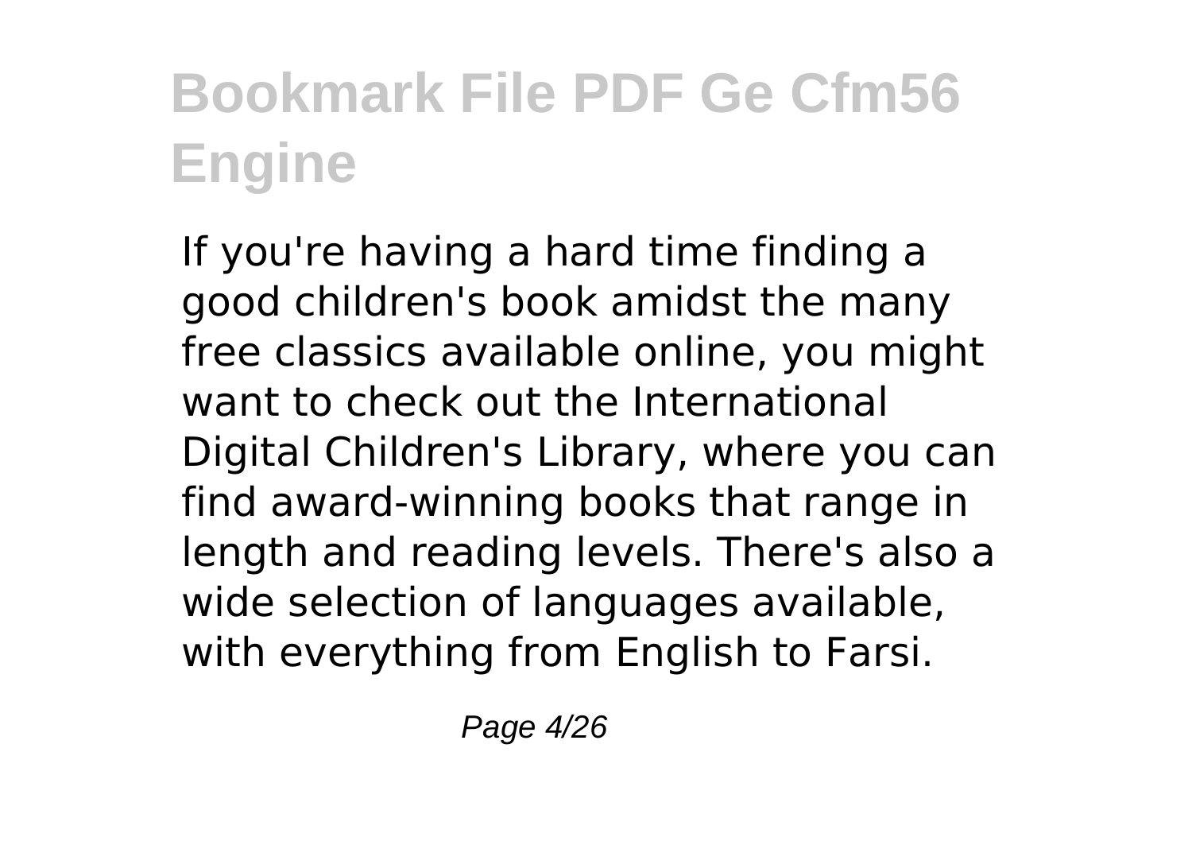# Bookmark File PDF Ge Cfm56 Engine

If you're having a hard time finding a good children's book amidst the many free classics available online, you might want to check out the International Digital Children's Library, where you can find award-winning books that range in length and reading levels. There's also a wide selection of languages available, with everything from English to Farsi.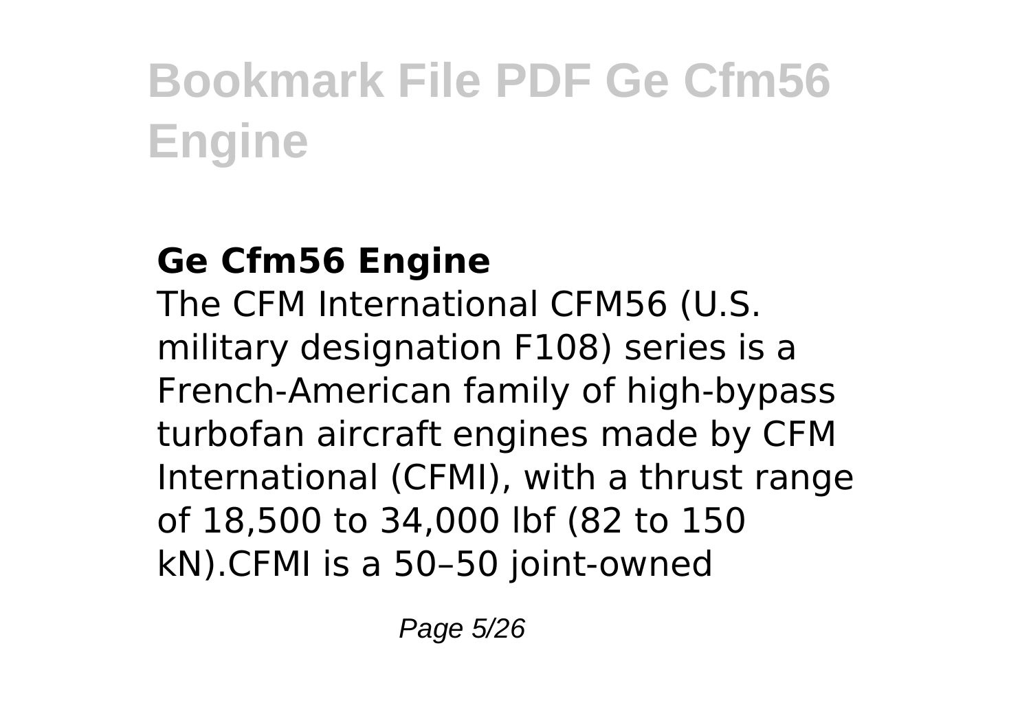## Ge Cfm56 Engine

The CFM International CFM56 (U.S. military designation F108) series is a French-American family of high-bypass turbofan aircraft engines made by CFM International (CFMI), with a thrust range of 18,500 to 34,000 lbf (82 to 150 kN).CFMI is a 50–50 joint-owned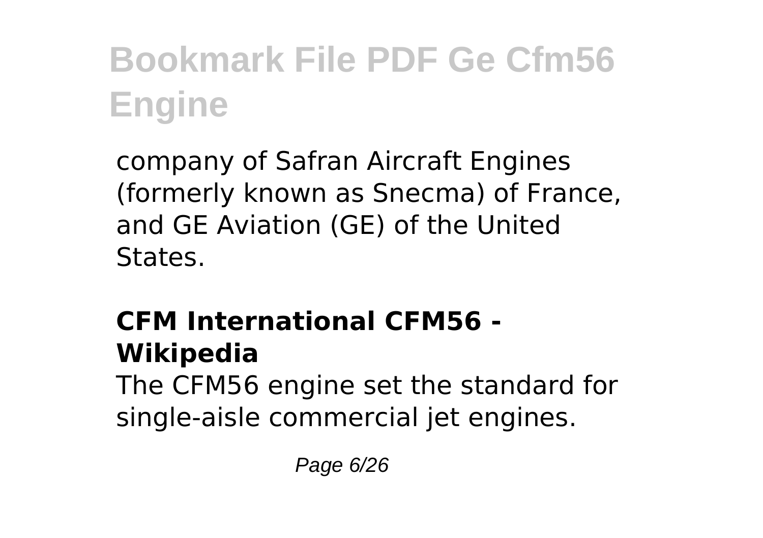company of Safran Aircraft Engines (formerly known as Snecma) of France, and GE Aviation (GE) of the United States.

## CFM International CFM56 - Wikipedia

The CFM56 engine set the standard for single-aisle commercial jet engines.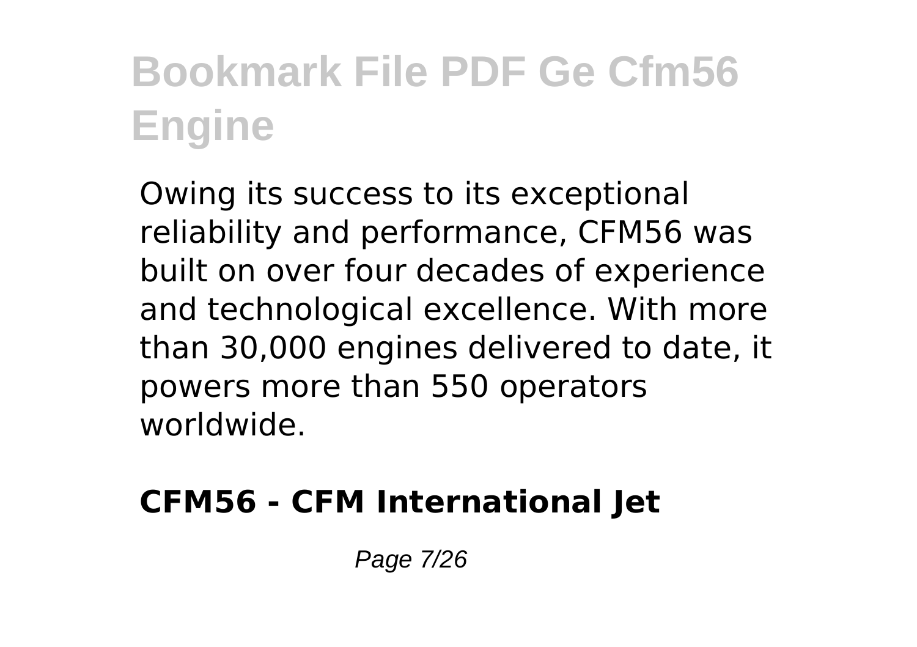Owing its success to its exceptional reliability and performance, CFM56 was built on over four decades of experience and technological excellence. With more than 30,000 engines delivered to date, it powers more than 550 operators worldwide.

**CFM56 - CFM International Jet**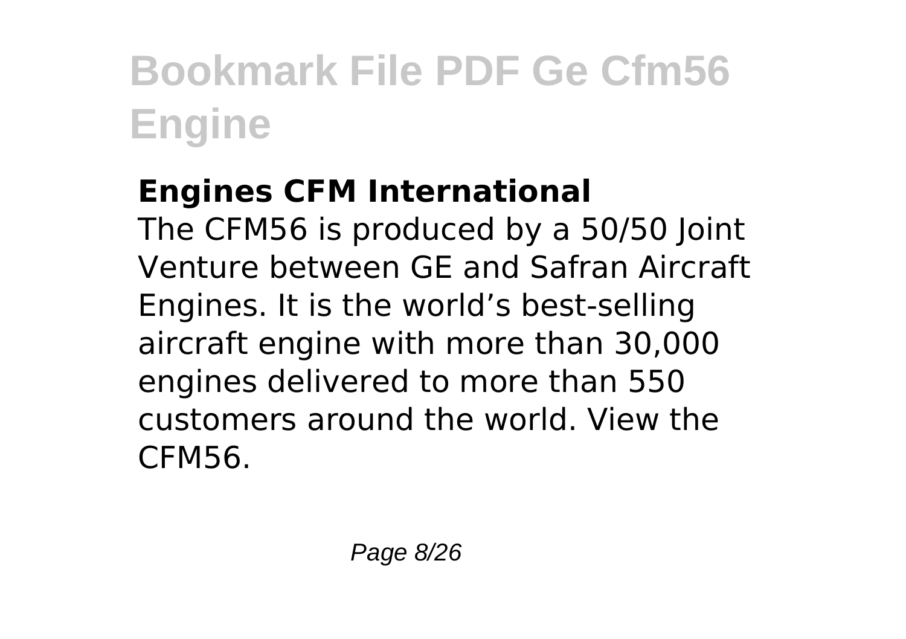### Engines CFM International

The CFM56 is produced by a 50/50 Joint Venture between GE and Safran Aircraft Engines. It is the world's best-selling aircraft engine with more than 30,000 engines delivered to more than 550 customers around the world. View the CFM56.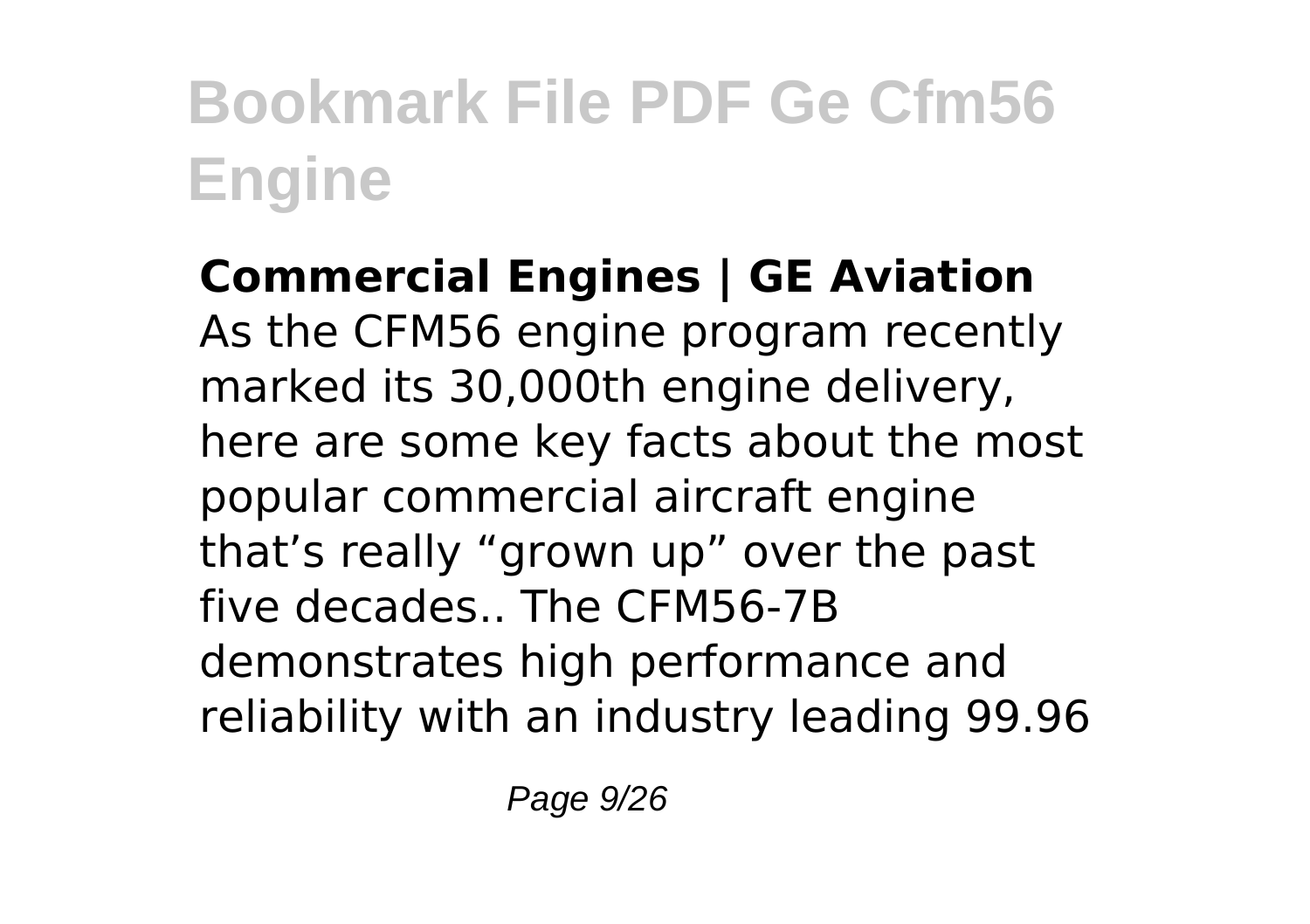**Commercial Engines | GE Aviation**
As the CFM56 engine program recently marked its 30,000th engine delivery, here are some key facts about the most popular commercial aircraft engine that's really "grown up" over the past five decades.. The CFM56-7B demonstrates high performance and reliability with an industry leading 99.96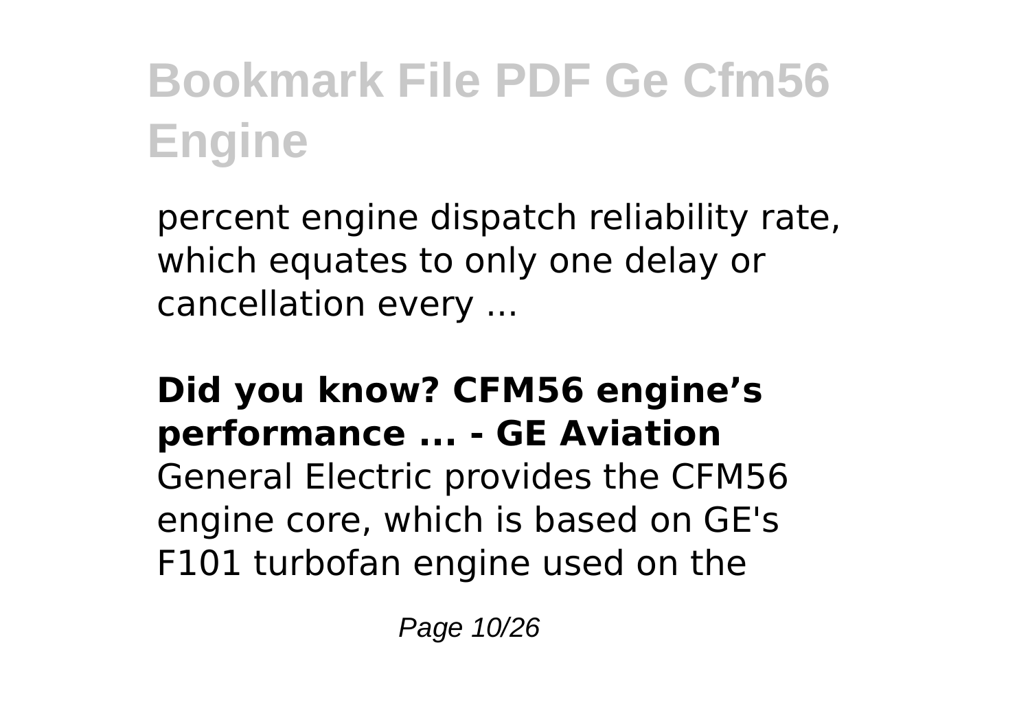percent engine dispatch reliability rate, which equates to only one delay or cancellation every ...

**Did you know? CFM56 engine's performance ... - GE Aviation**

General Electric provides the CFM56 engine core, which is based on GE's F101 turbofan engine used on the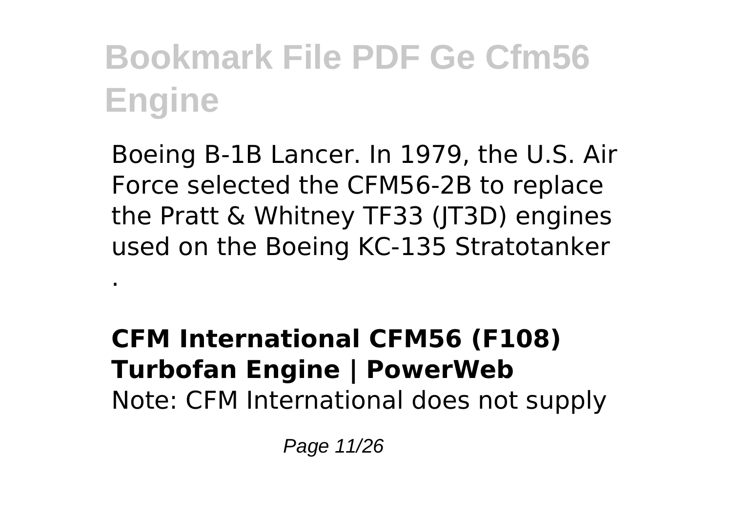Boeing B-1B Lancer. In 1979, the U.S. Air Force selected the CFM56-2B to replace the Pratt & Whitney TF33 (JT3D) engines used on the Boeing KC-135 Stratotanker

.

**CFM International CFM56 (F108) Turbofan Engine | PowerWeb**

Note: CFM International does not supply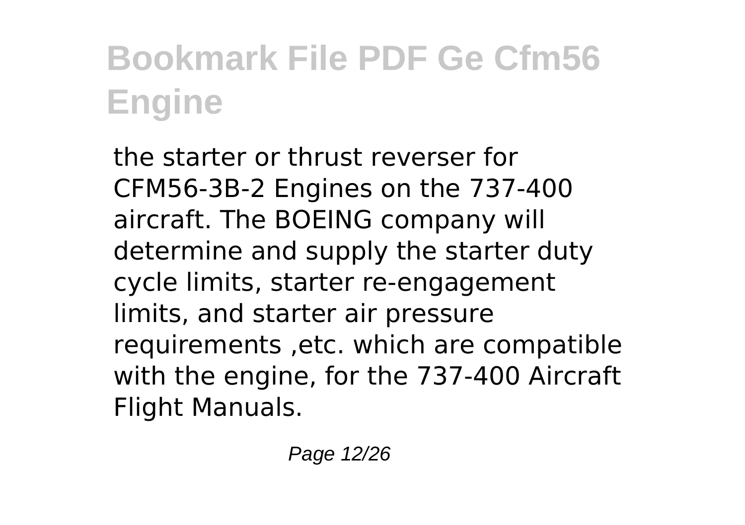the starter or thrust reverser for CFM56-3B-2 Engines on the 737-400 aircraft. The BOEING company will determine and supply the starter duty cycle limits, starter re-engagement limits, and starter air pressure requirements ,etc. which are compatible with the engine, for the 737-400 Aircraft Flight Manuals.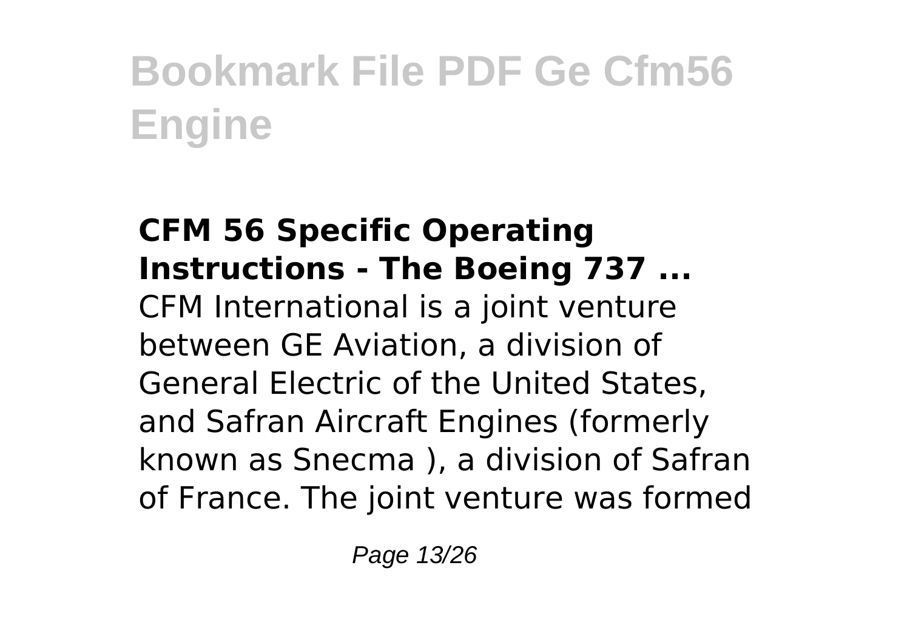### CFM 56 Specific Operating Instructions - The Boeing 737 ...

CFM International is a joint venture between GE Aviation, a division of General Electric of the United States, and Safran Aircraft Engines (formerly known as Snecma ), a division of Safran of France. The joint venture was formed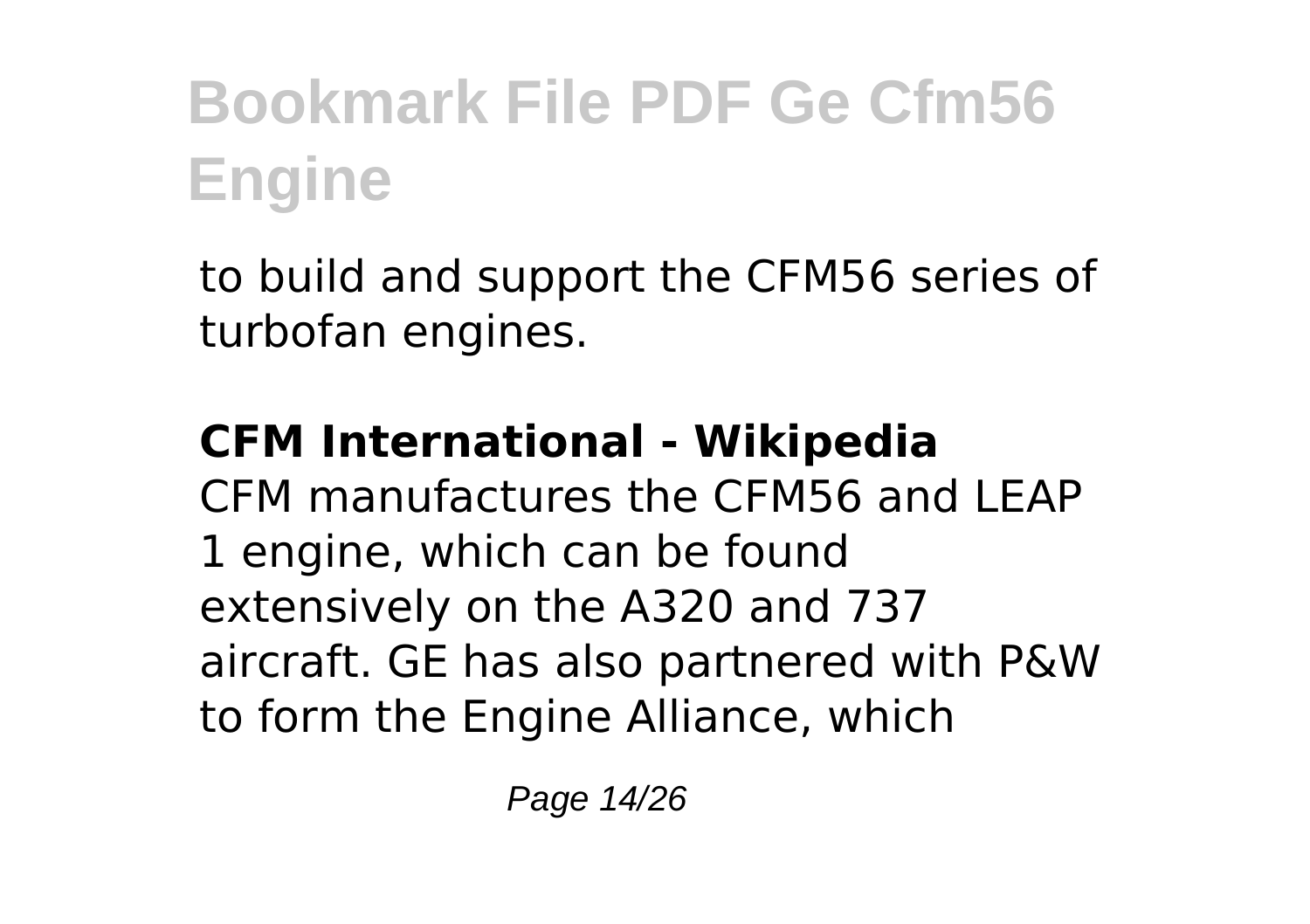to build and support the CFM56 series of turbofan engines.

**CFM International - Wikipedia**

CFM manufactures the CFM56 and LEAP 1 engine, which can be found extensively on the A320 and 737 aircraft. GE has also partnered with P&W to form the Engine Alliance, which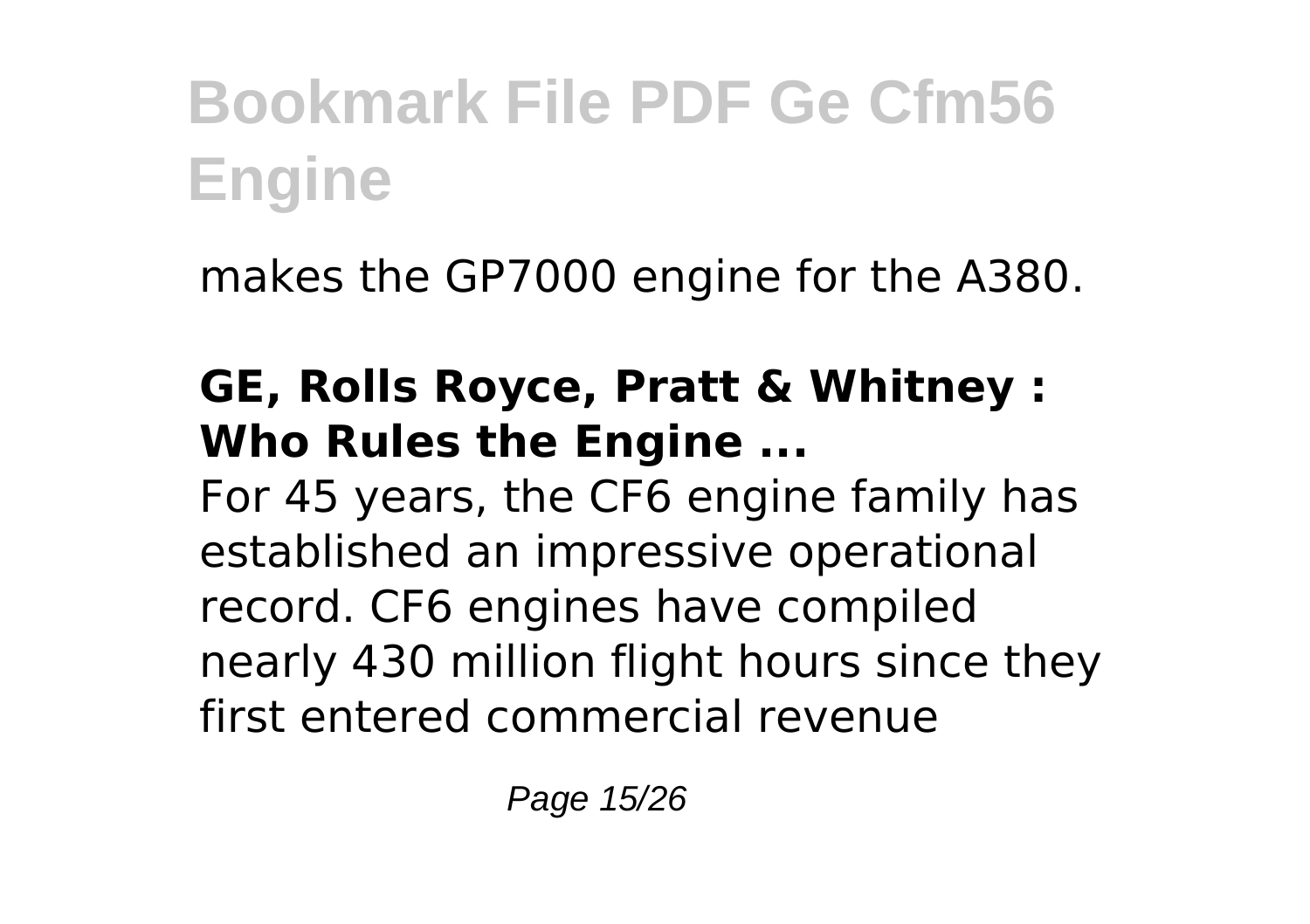makes the GP7000 engine for the A380.

**GE, Rolls Royce, Pratt & Whitney : Who Rules the Engine ...**

For 45 years, the CF6 engine family has established an impressive operational record. CF6 engines have compiled nearly 430 million flight hours since they first entered commercial revenue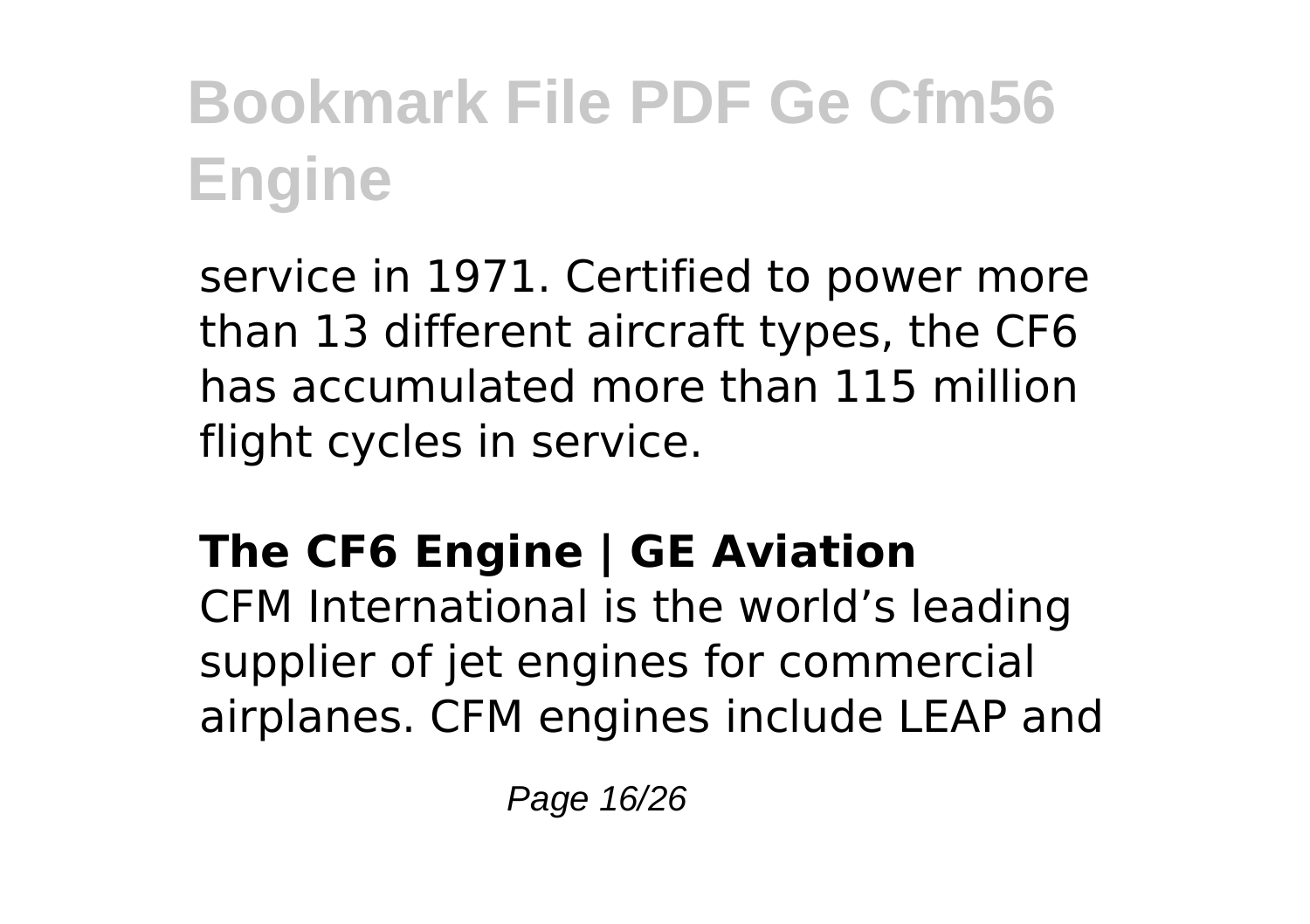service in 1971. Certified to power more than 13 different aircraft types, the CF6 has accumulated more than 115 million flight cycles in service.

## The CF6 Engine | GE Aviation

CFM International is the world's leading supplier of jet engines for commercial airplanes. CFM engines include LEAP and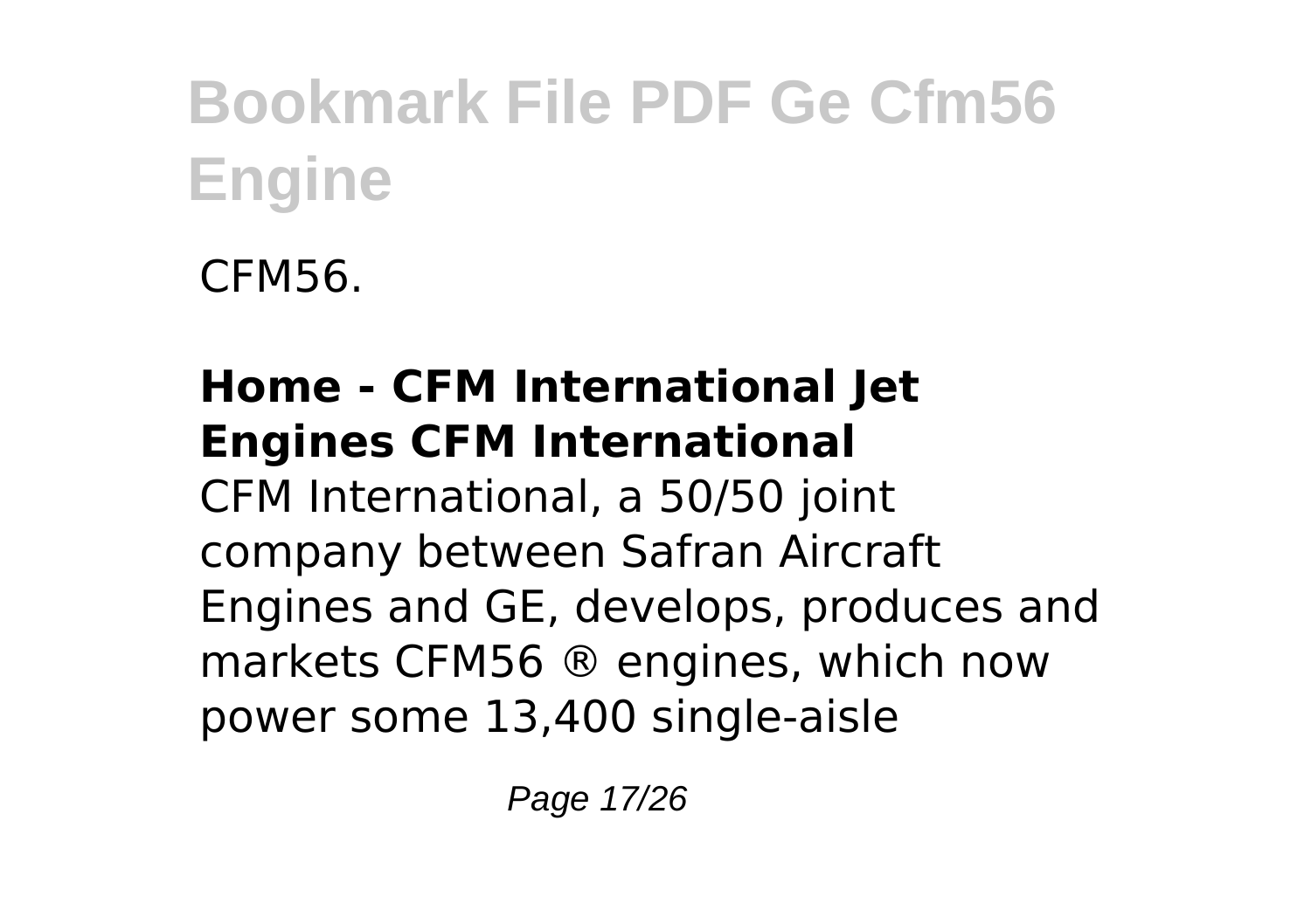CFM56.

**Home - CFM International Jet Engines CFM International**

CFM International, a 50/50 joint company between Safran Aircraft Engines and GE, develops, produces and markets CFM56 ® engines, which now power some 13,400 single-aisle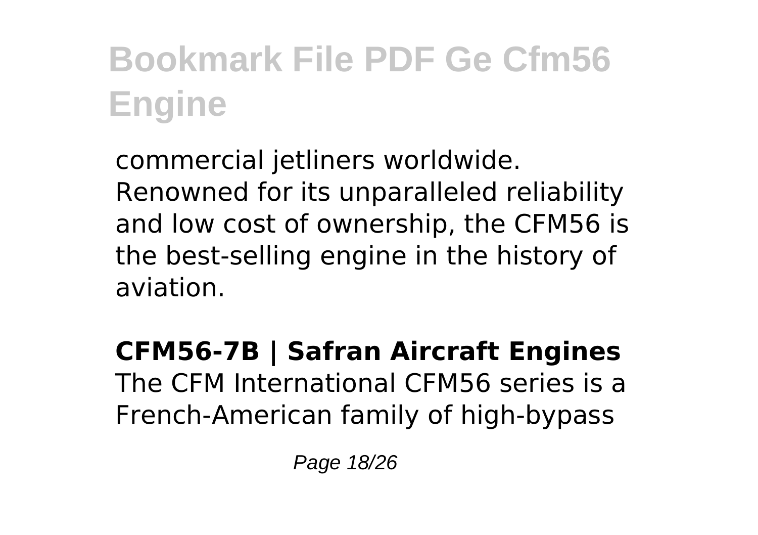commercial jetliners worldwide. Renowned for its unparalleled reliability and low cost of ownership, the CFM56 is the best-selling engine in the history of aviation.

**CFM56-7B | Safran Aircraft Engines**
The CFM International CFM56 series is a French-American family of high-bypass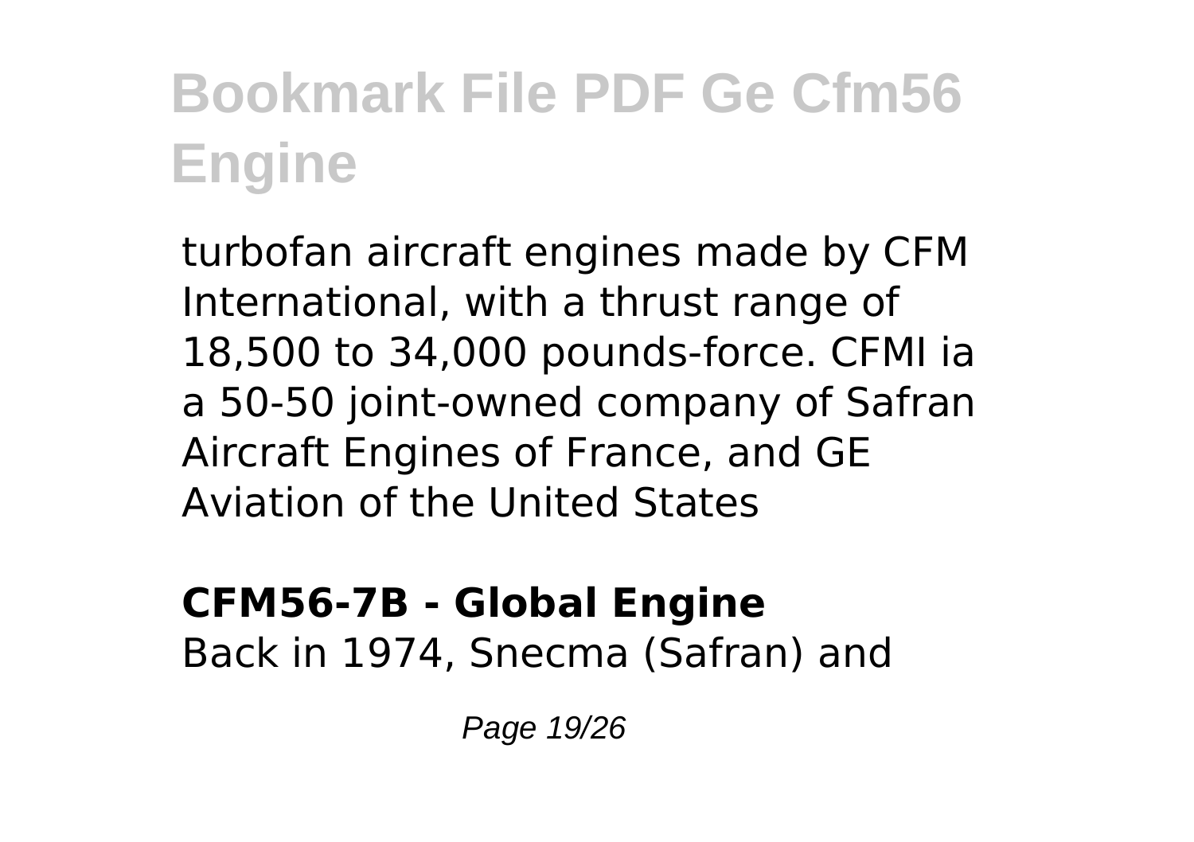turbofan aircraft engines made by CFM International, with a thrust range of 18,500 to 34,000 pounds-force. CFMI ia a 50-50 joint-owned company of Safran Aircraft Engines of France, and GE Aviation of the United States

**CFM56-7B - Global Engine**

Back in 1974, Snecma (Safran) and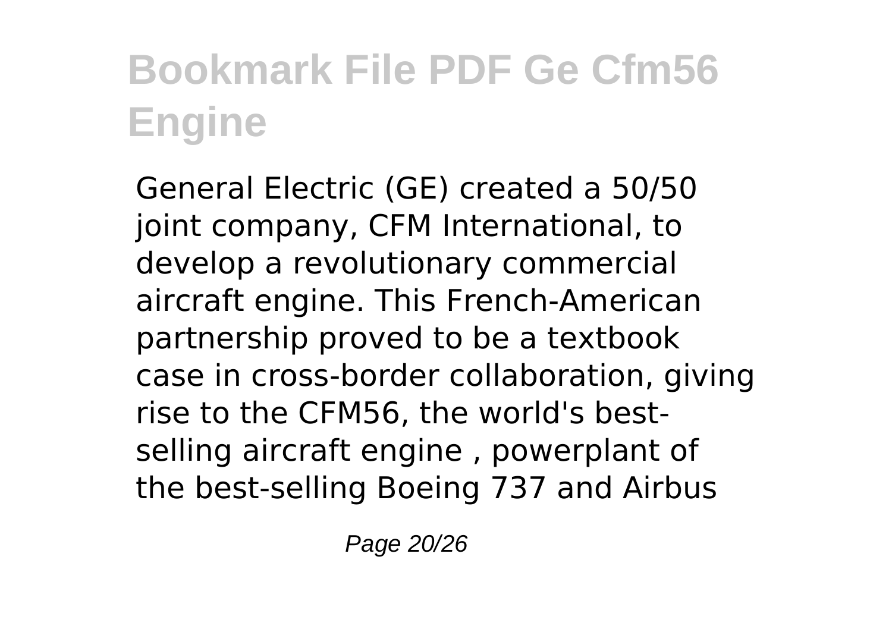General Electric (GE) created a 50/50 joint company, CFM International, to develop a revolutionary commercial aircraft engine. This French-American partnership proved to be a textbook case in cross-border collaboration, giving rise to the CFM56, the world's best-selling aircraft engine , powerplant of the best-selling Boeing 737 and Airbus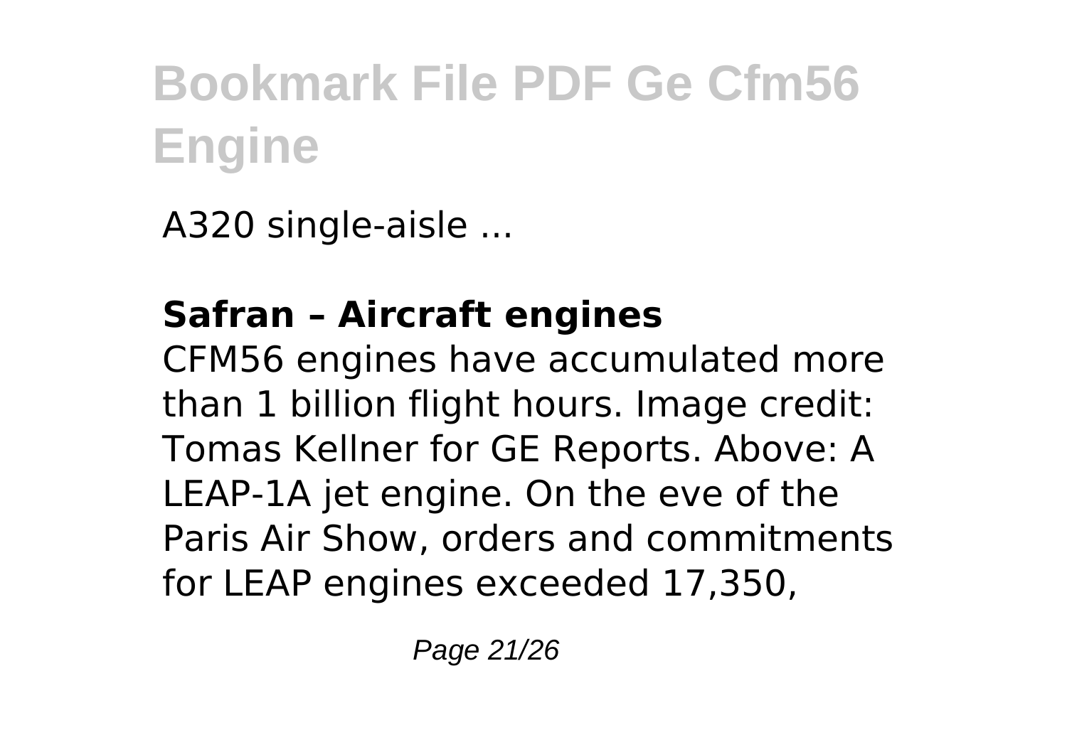A320 single-aisle ...

**Safran – Aircraft engines**

CFM56 engines have accumulated more than 1 billion flight hours. Image credit: Tomas Kellner for GE Reports. Above: A LEAP-1A jet engine. On the eve of the Paris Air Show, orders and commitments for LEAP engines exceeded 17,350,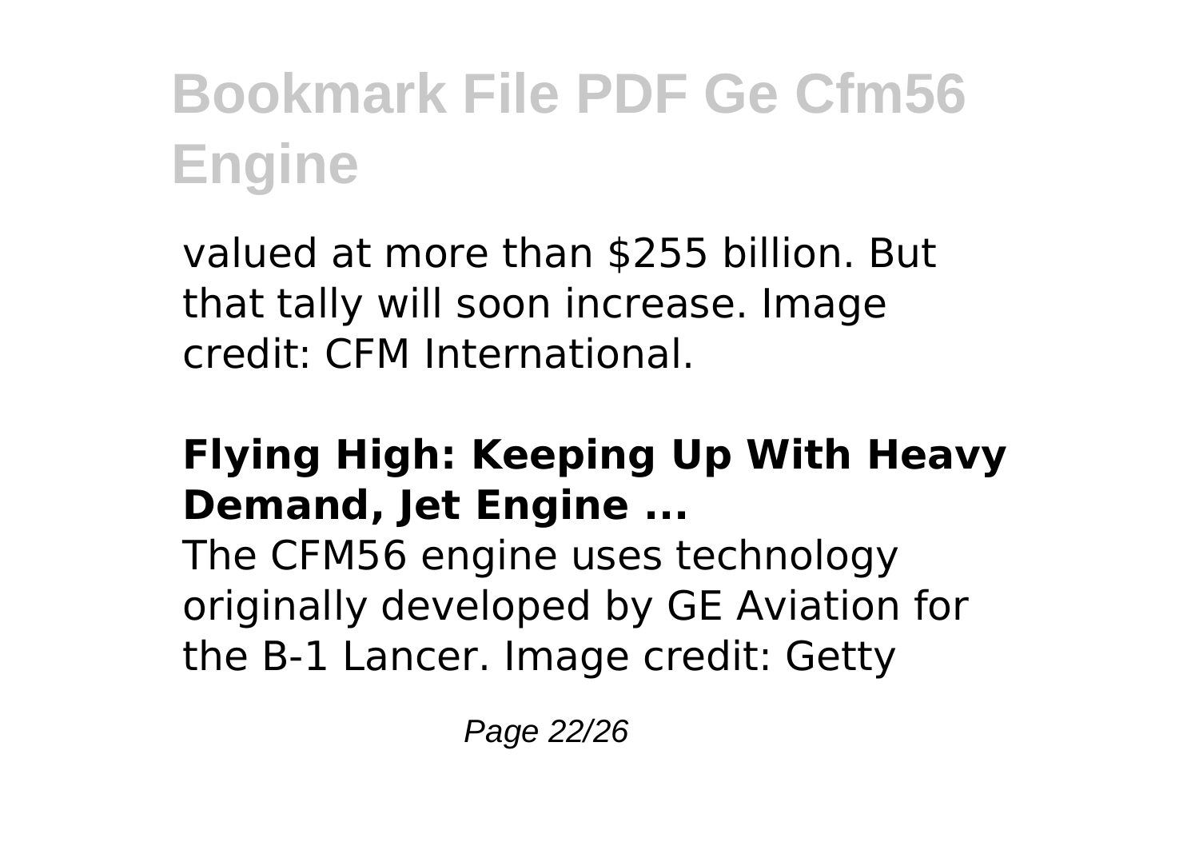valued at more than $255 billion. But that tally will soon increase. Image credit: CFM International.

### **Flying High: Keeping Up With Heavy Demand, Jet Engine ...**

The CFM56 engine uses technology originally developed by GE Aviation for the B-1 Lancer. Image credit: Getty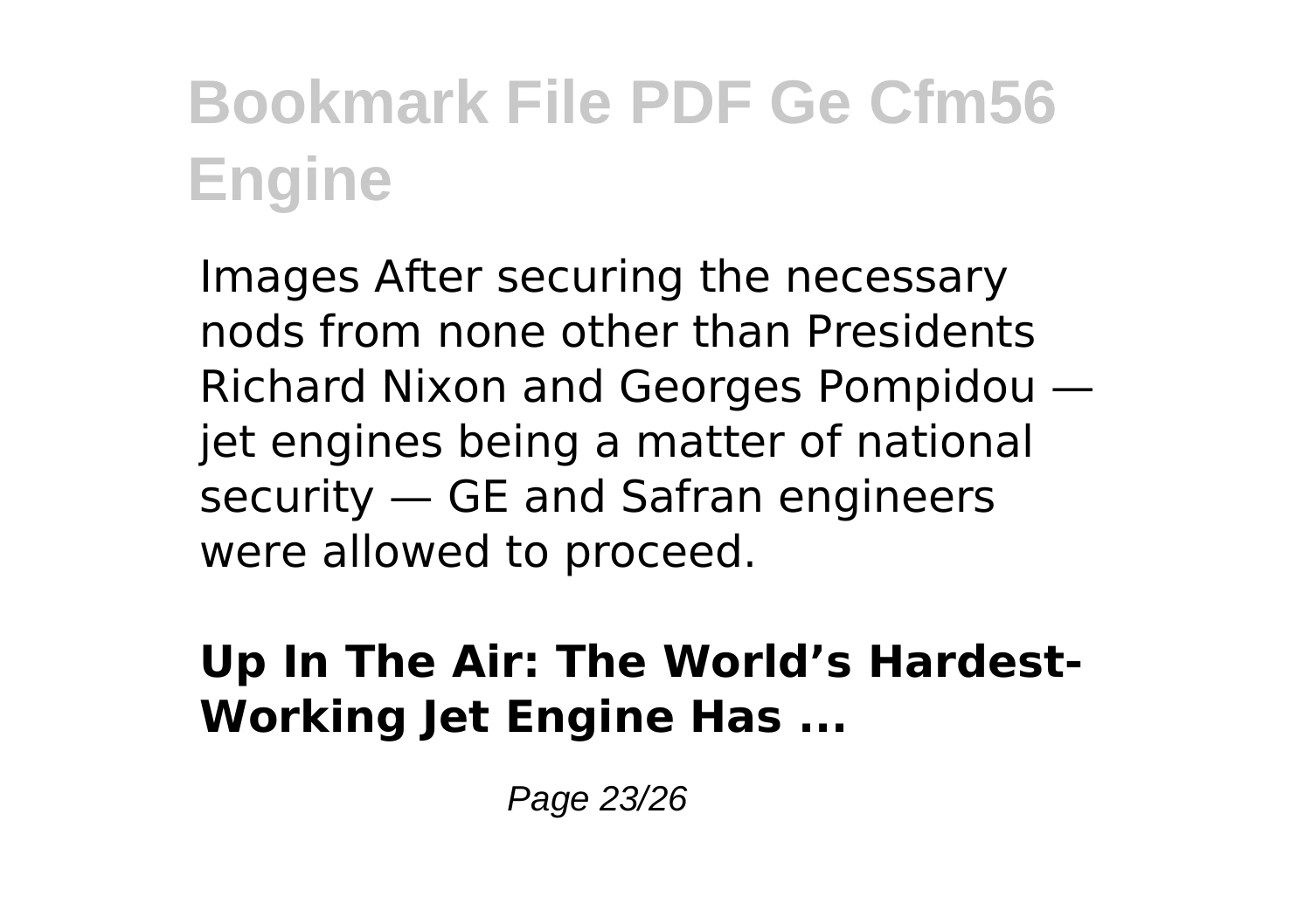Images After securing the necessary nods from none other than Presidents Richard Nixon and Georges Pompidou — jet engines being a matter of national security — GE and Safran engineers were allowed to proceed.

**Up In The Air: The World’s Hardest-Working Jet Engine Has ...**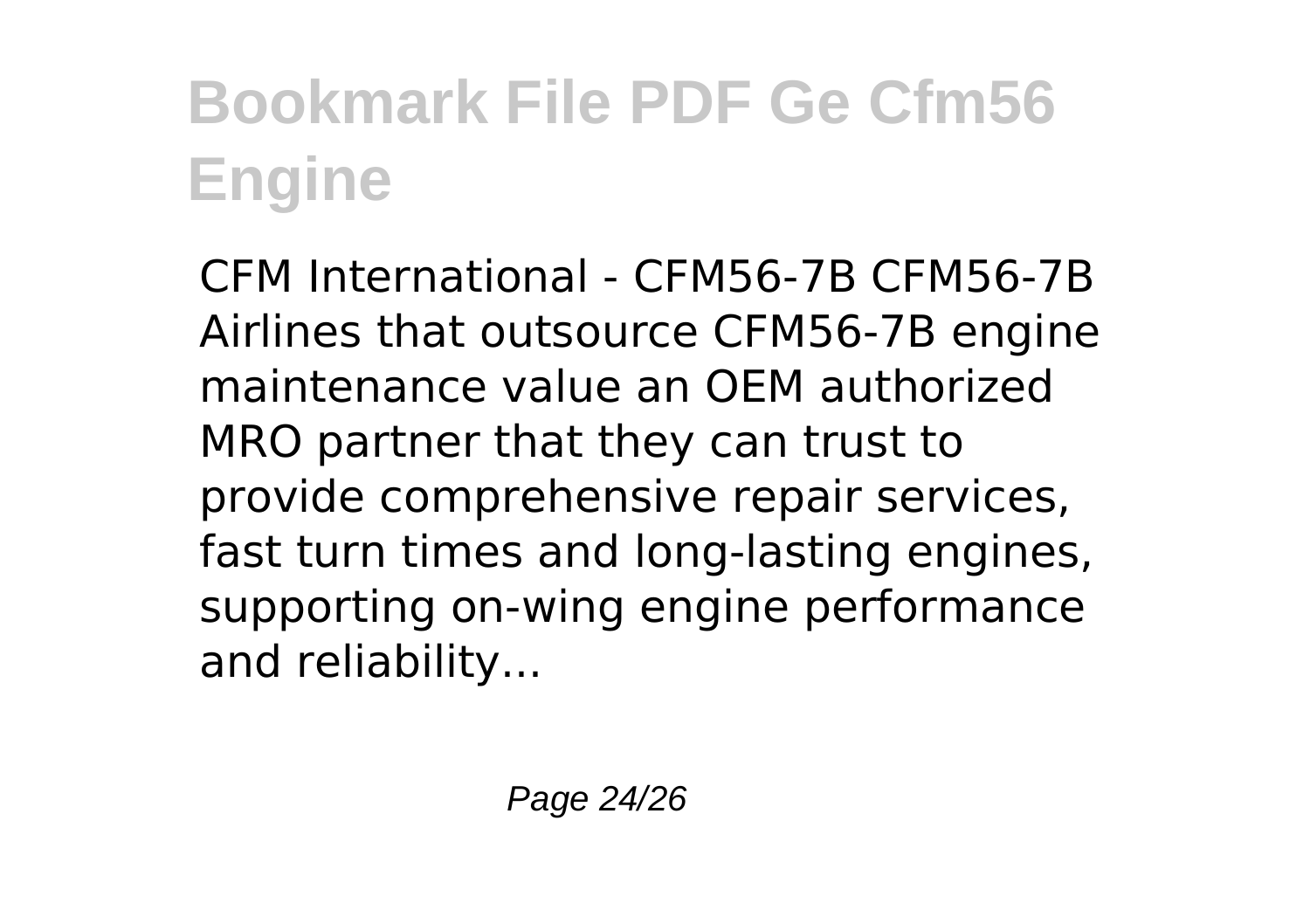CFM International - CFM56-7B CFM56-7B Airlines that outsource CFM56-7B engine maintenance value an OEM authorized MRO partner that they can trust to provide comprehensive repair services, fast turn times and long-lasting engines, supporting on-wing engine performance and reliability...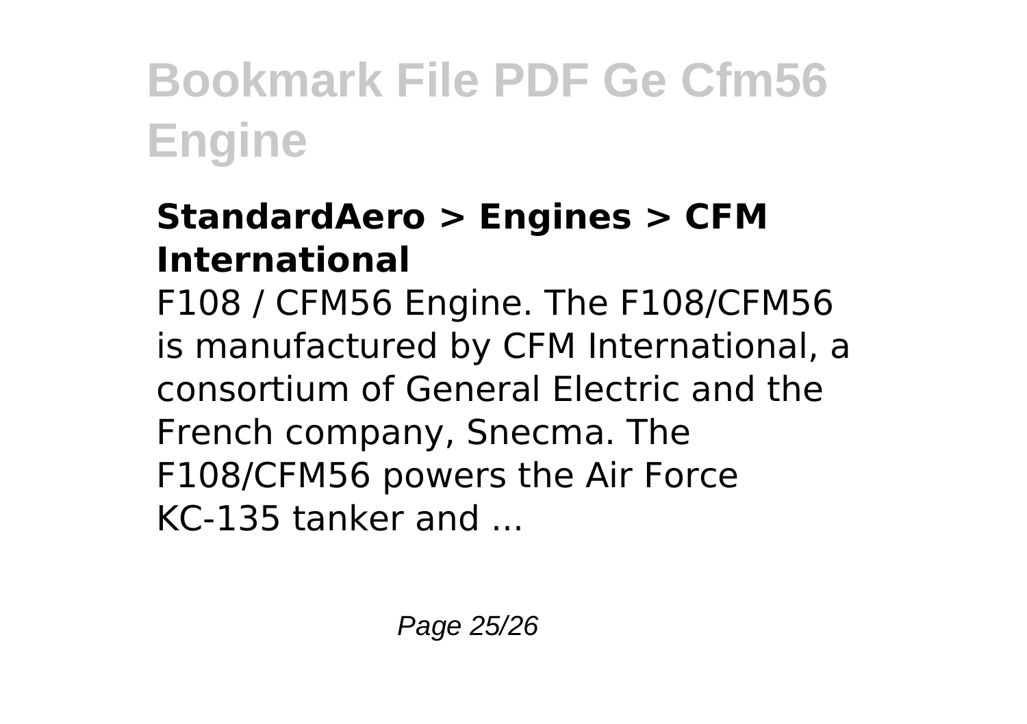### StandardAero > Engines > CFM International

F108 / CFM56 Engine. The F108/CFM56 is manufactured by CFM International, a consortium of General Electric and the French company, Snecma. The F108/CFM56 powers the Air Force KC-135 tanker and ...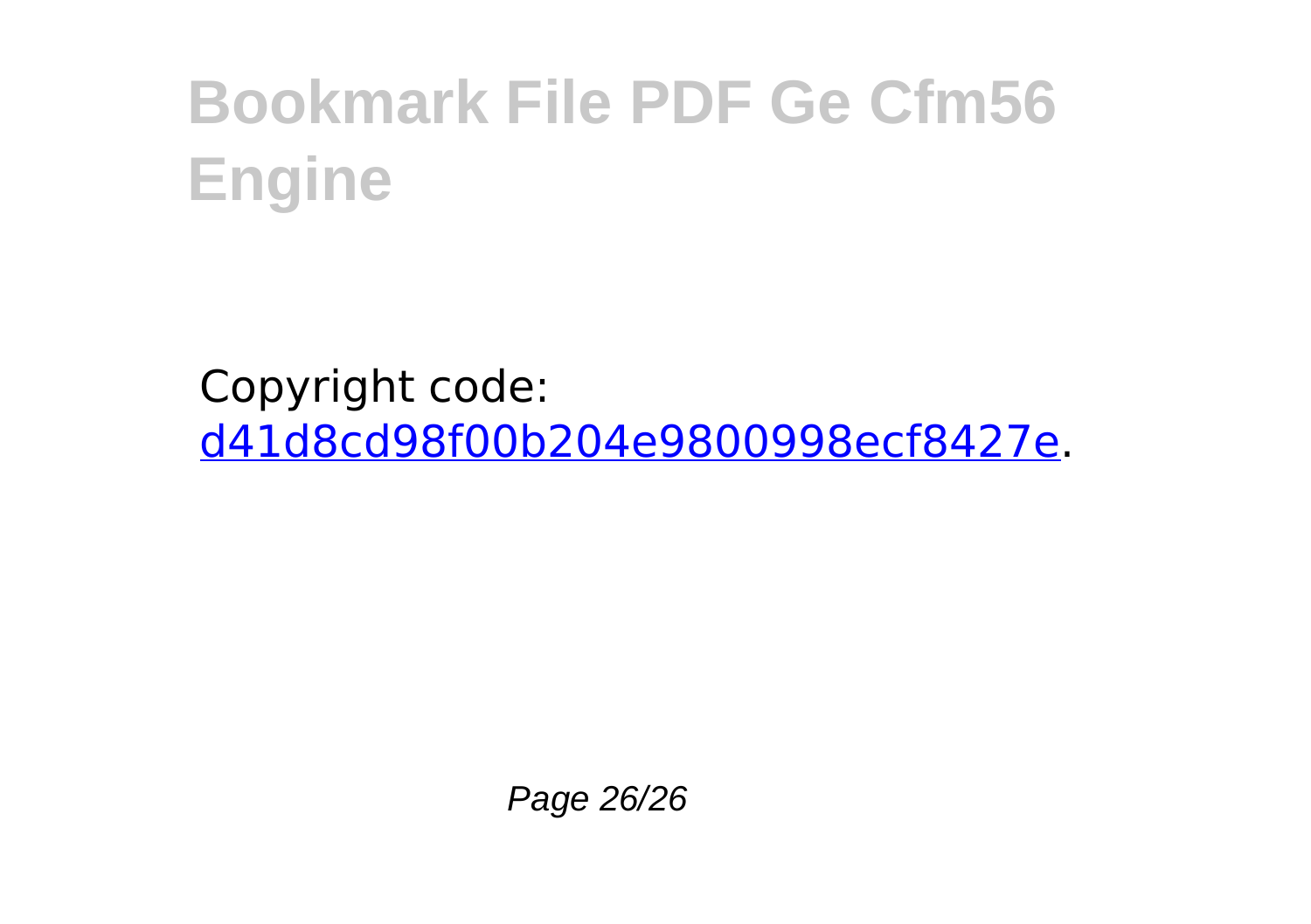Copyright code: d41d8cd98f00b204e9800998ecf8427e.